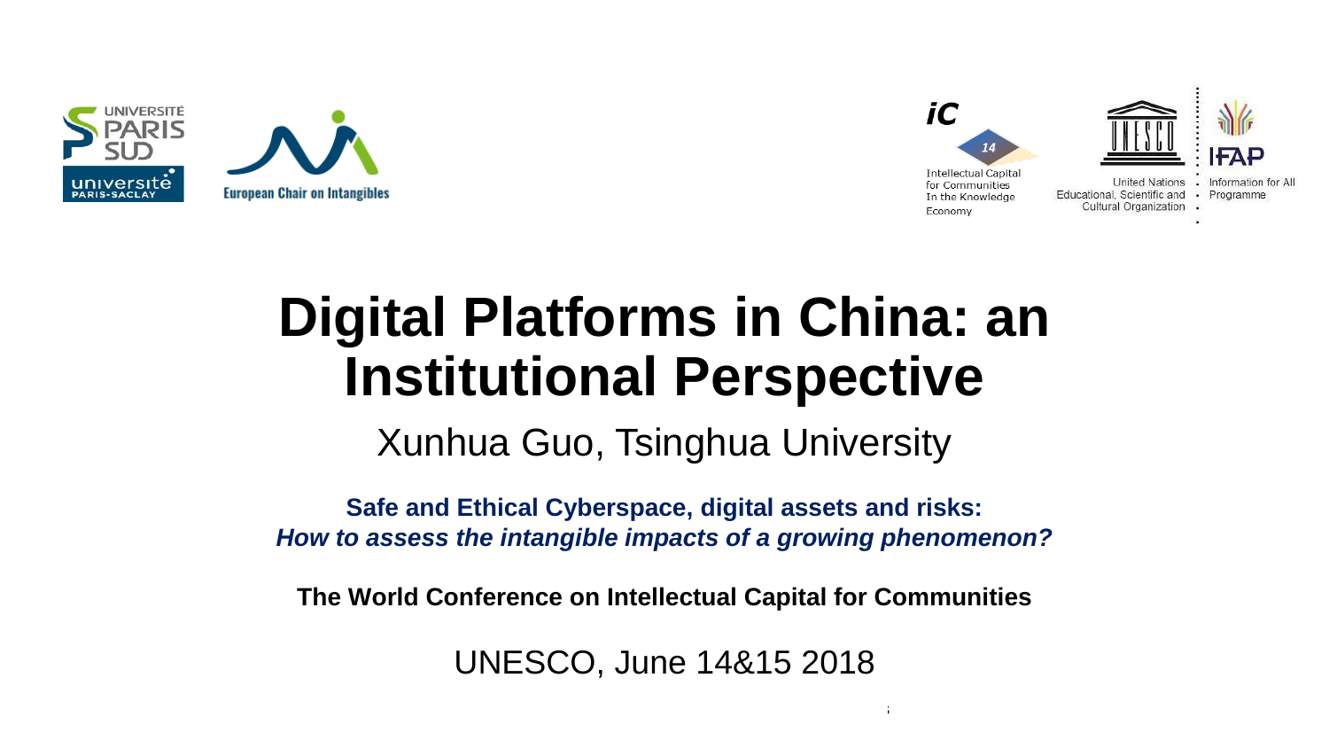UNIVERSITÉ PARIS SUD

université PARIS-SACLAY

European Chair on Intangibles

iC 14

Intellectual Capital for Communities In the Knowledge Economy

United Nations Educational, Scientific and Cultural Organization

IFAP Information for All Programme

# Digital Platforms in China: an Institutional Perspective

Xunhua Guo, Tsinghua University

**Safe and Ethical Cyberspace, digital assets and risks:**
***How to assess the intangible impacts of a growing phenomenon?***

**The World Conference on Intellectual Capital for Communities**

UNESCO, June 14&15 2018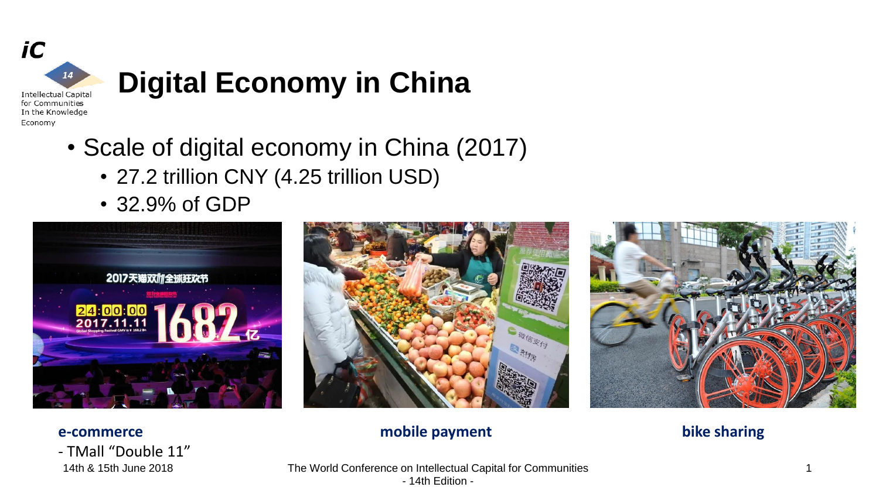# Digital Economy in China

- Scale of digital economy in China (2017)
  - 27.2 trillion CNY (4.25 trillion USD)
  - 32.9% of GDP

**e-commerce**

- TMall "Double 11"

**mobile payment**

**bike sharing**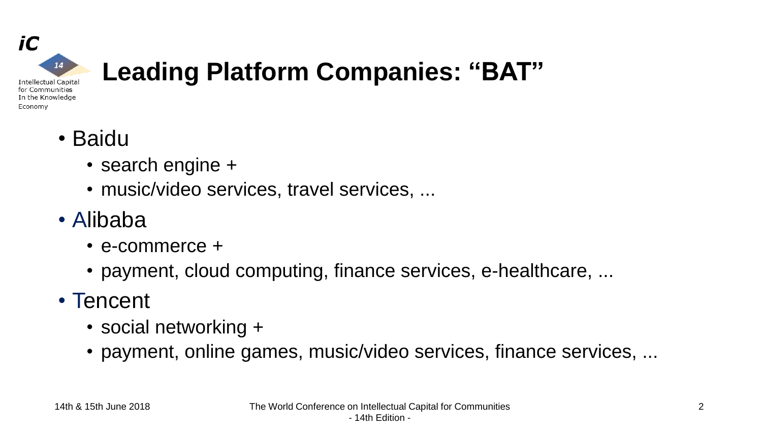# Leading Platform Companies: “BAT”

- Baidu
  - search engine +
  - music/video services, travel services, ...
- Alibaba
  - e-commerce +
  - payment, cloud computing, finance services, e-healthcare, ...
- Tencent
  - social networking +
  - payment, online games, music/video services, finance services, ...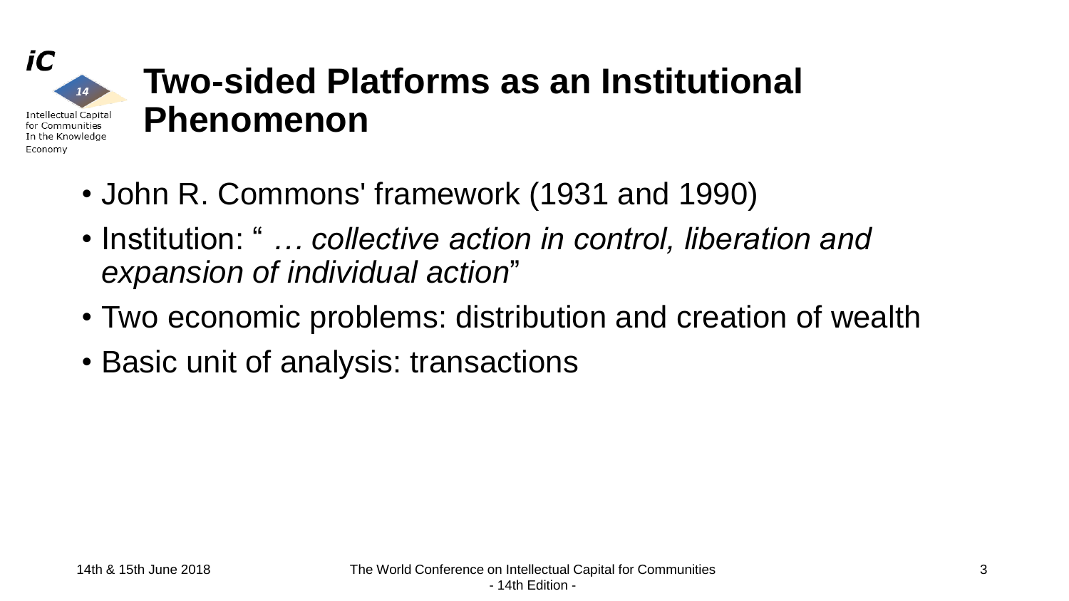# Two-sided Platforms as an Institutional Phenomenon

- John R. Commons' framework (1931 and 1990)
- Institution: " *… collective action in control, liberation and expansion of individual action*"
- Two economic problems: distribution and creation of wealth
- Basic unit of analysis: transactions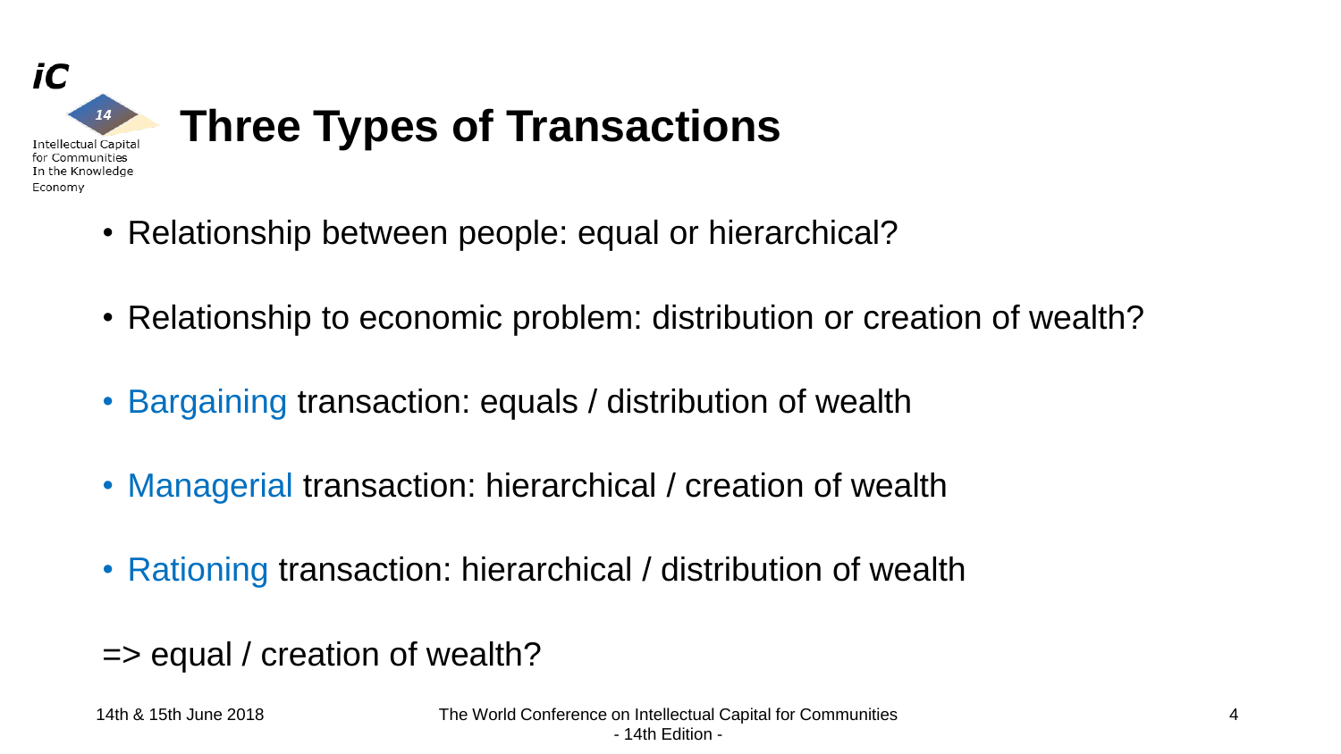# Three Types of Transactions

- Relationship between people: equal or hierarchical?
- Relationship to economic problem: distribution or creation of wealth?
- Bargaining transaction: equals / distribution of wealth
- Managerial transaction: hierarchical / creation of wealth
- Rationing transaction: hierarchical / distribution of wealth

=> equal / creation of wealth?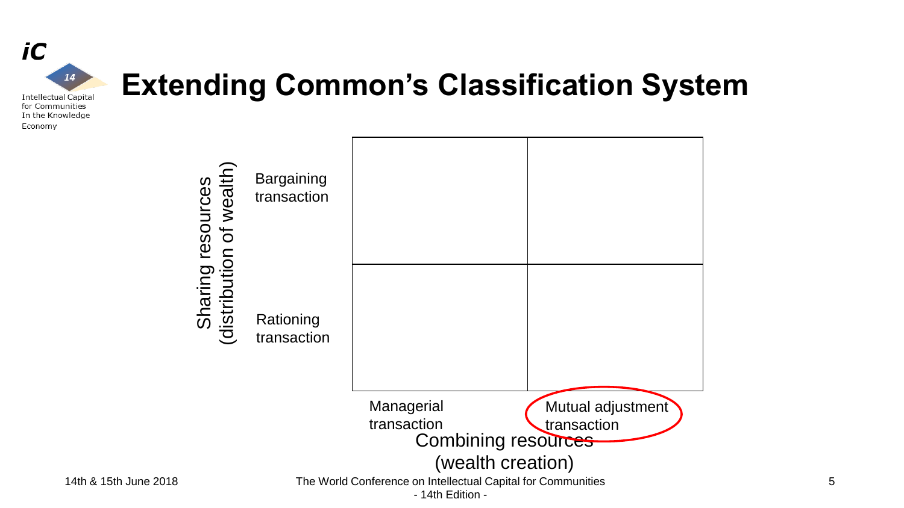# Extending Common's Classification System

Sharing resources (distribution of wealth)

Bargaining transaction

Rationing transaction

Managerial transaction

Mutual adjustment transaction

Combining resources (wealth creation)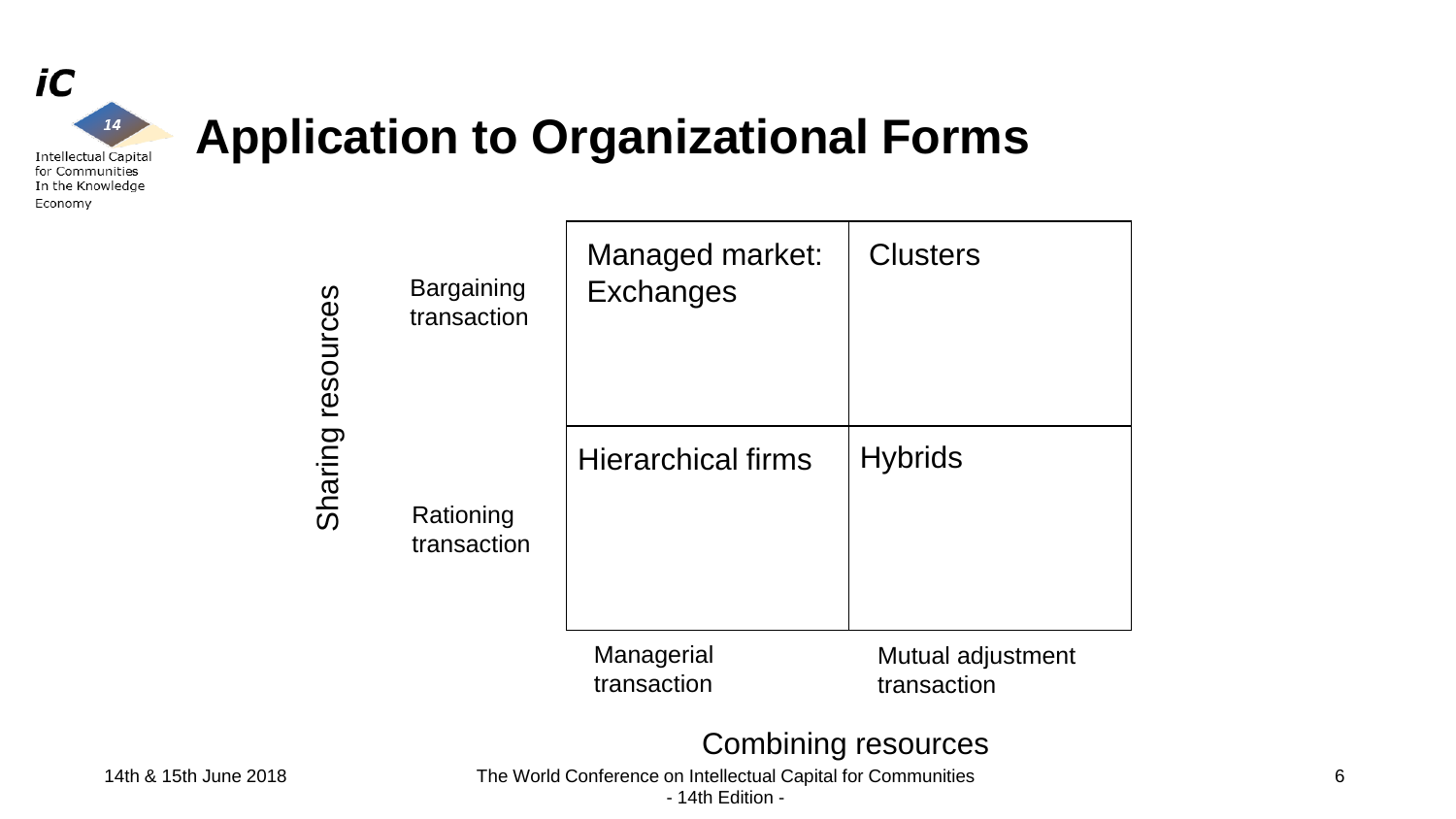# Application to Organizational Forms

| Sharing resources | | Managerial transaction | Mutual adjustment transaction |
|---|---|---|---|
| | Bargaining transaction | Managed market: Exchanges | Clusters |
| | Rationing transaction | Hierarchical firms | Hybrids |

Combining resources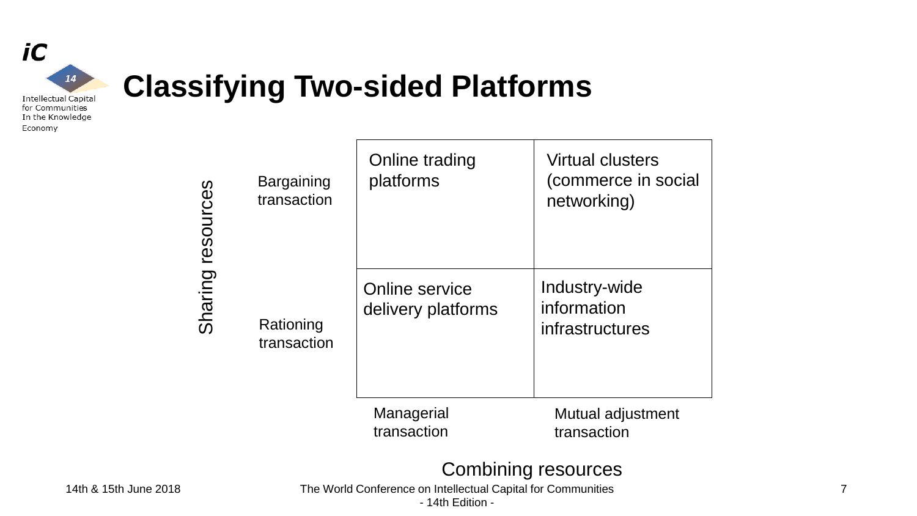# Classifying Two-sided Platforms

| Sharing resources | | Managerial transaction | Mutual adjustment transaction |
|---|---|---|---|
| | Bargaining transaction | Online trading platforms | Virtual clusters (commerce in social networking) |
| | Rationing transaction | Online service delivery platforms | Industry-wide information infrastructures |

Combining resources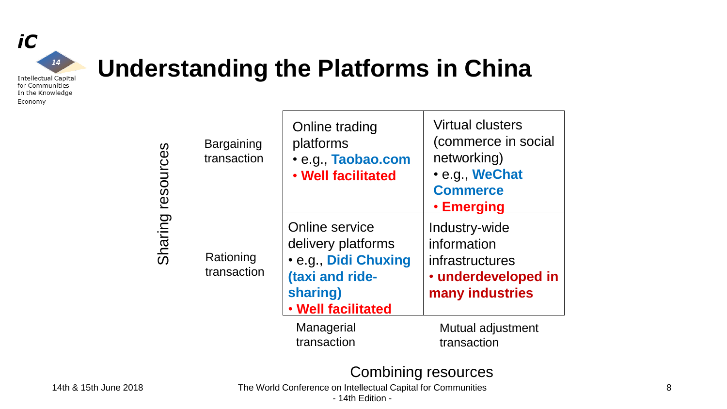# Understanding the Platforms in China

| Sharing resources | | Managerial transaction | Mutual adjustment transaction |
|---|---|---|---|
| | Bargaining transaction | Online trading platforms<br>• e.g., **Taobao.com**<br>• **Well facilitated** | Virtual clusters (commerce in social networking)<br>• e.g., **WeChat Commerce**<br>• **Emerging** |
| | Rationing transaction | Online service delivery platforms<br>• e.g., **Didi Chuxing (taxi and ride-sharing)**<br>• **Well facilitated** | Industry-wide information infrastructures<br>• **underdeveloped in many industries** |

Combining resources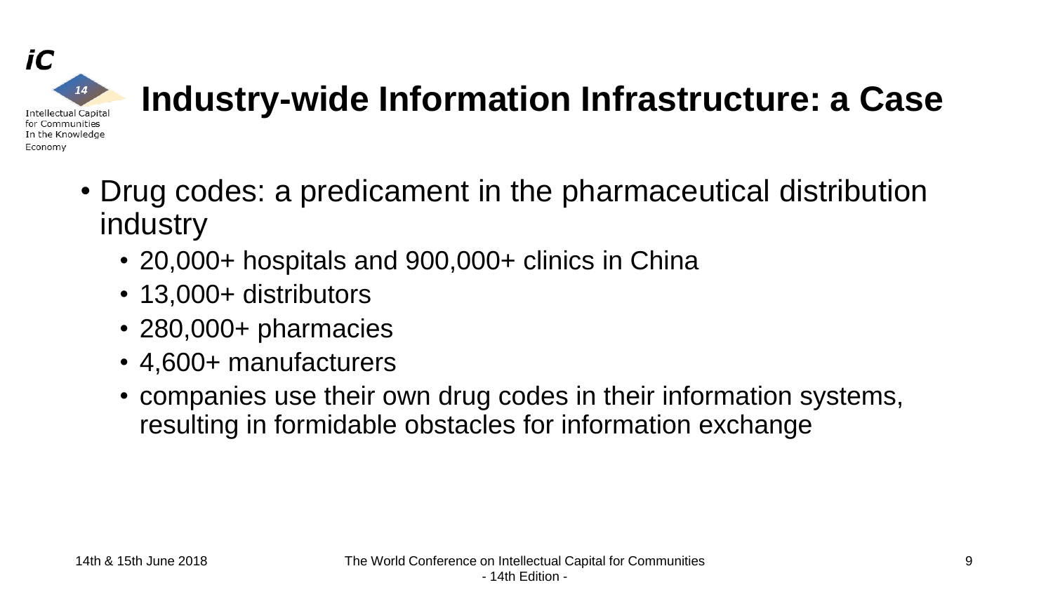# Industry-wide Information Infrastructure: a Case

- Drug codes: a predicament in the pharmaceutical distribution industry
  - 20,000+ hospitals and 900,000+ clinics in China
  - 13,000+ distributors
  - 280,000+ pharmacies
  - 4,600+ manufacturers
  - companies use their own drug codes in their information systems, resulting in formidable obstacles for information exchange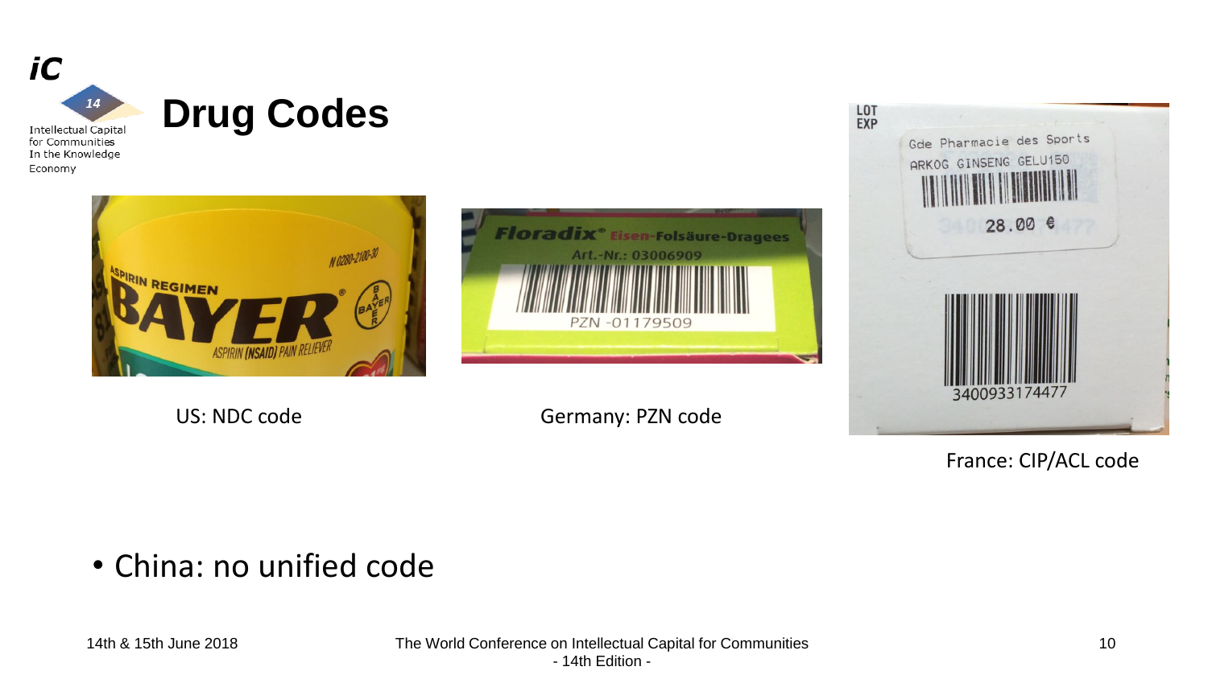# Drug Codes

US: NDC code

Germany: PZN code

France: CIP/ACL code

- China: no unified code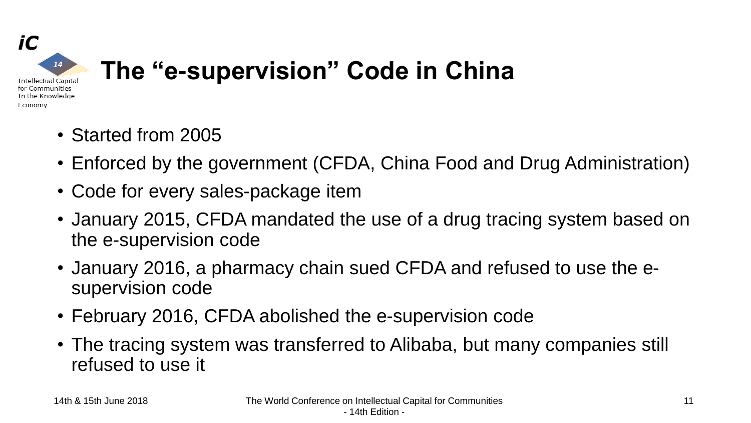# The "e-supervision" Code in China

- Started from 2005
- Enforced by the government (CFDA, China Food and Drug Administration)
- Code for every sales-package item
- January 2015, CFDA mandated the use of a drug tracing system based on the e-supervision code
- January 2016, a pharmacy chain sued CFDA and refused to use the e-supervision code
- February 2016, CFDA abolished the e-supervision code
- The tracing system was transferred to Alibaba, but many companies still refused to use it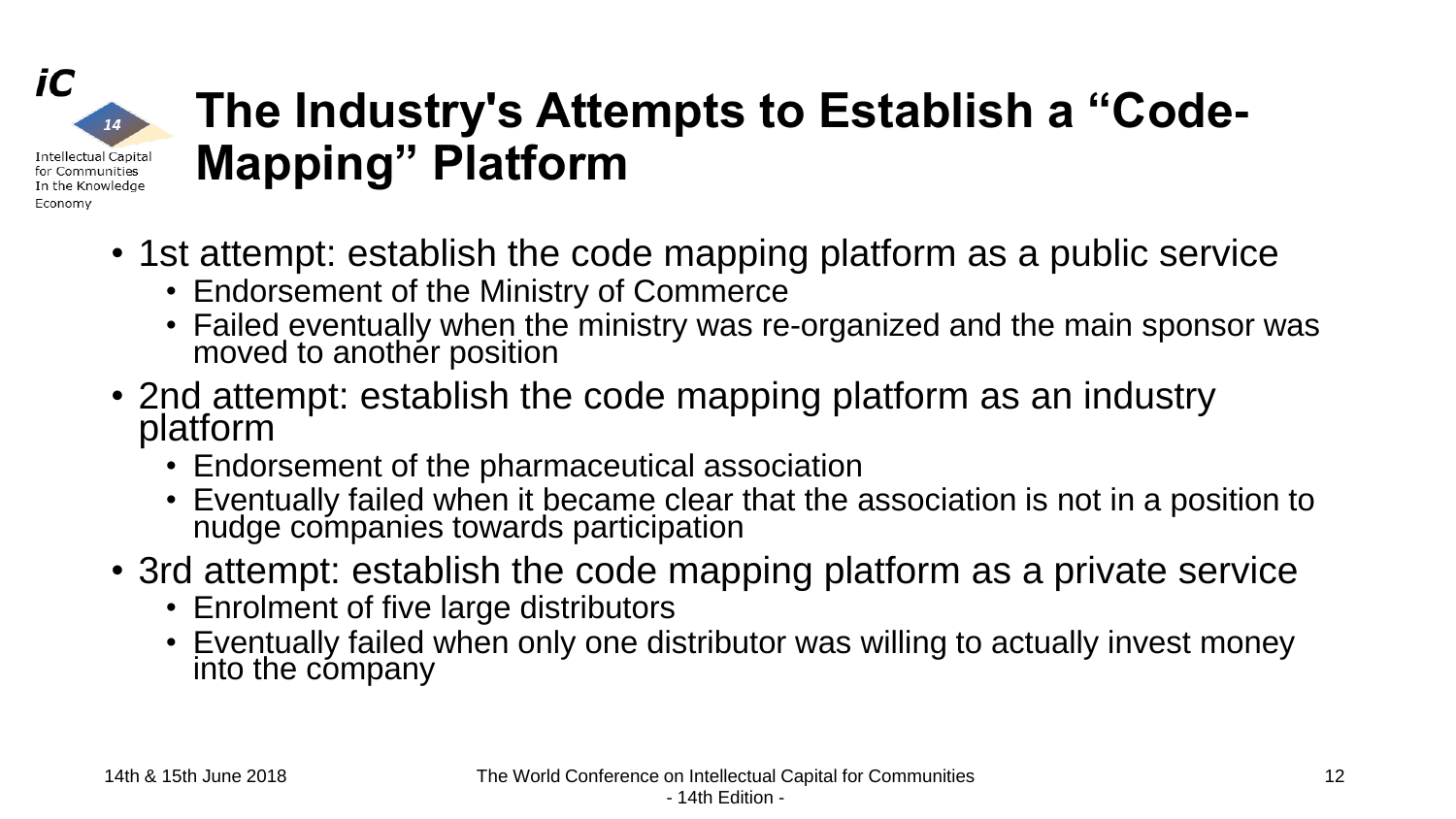# The Industry's Attempts to Establish a "Code-Mapping" Platform

- 1st attempt: establish the code mapping platform as a public service
  - Endorsement of the Ministry of Commerce
  - Failed eventually when the ministry was re-organized and the main sponsor was moved to another position
- 2nd attempt: establish the code mapping platform as an industry platform
  - Endorsement of the pharmaceutical association
  - Eventually failed when it became clear that the association is not in a position to nudge companies towards participation
- 3rd attempt: establish the code mapping platform as a private service
  - Enrolment of five large distributors
  - Eventually failed when only one distributor was willing to actually invest money into the company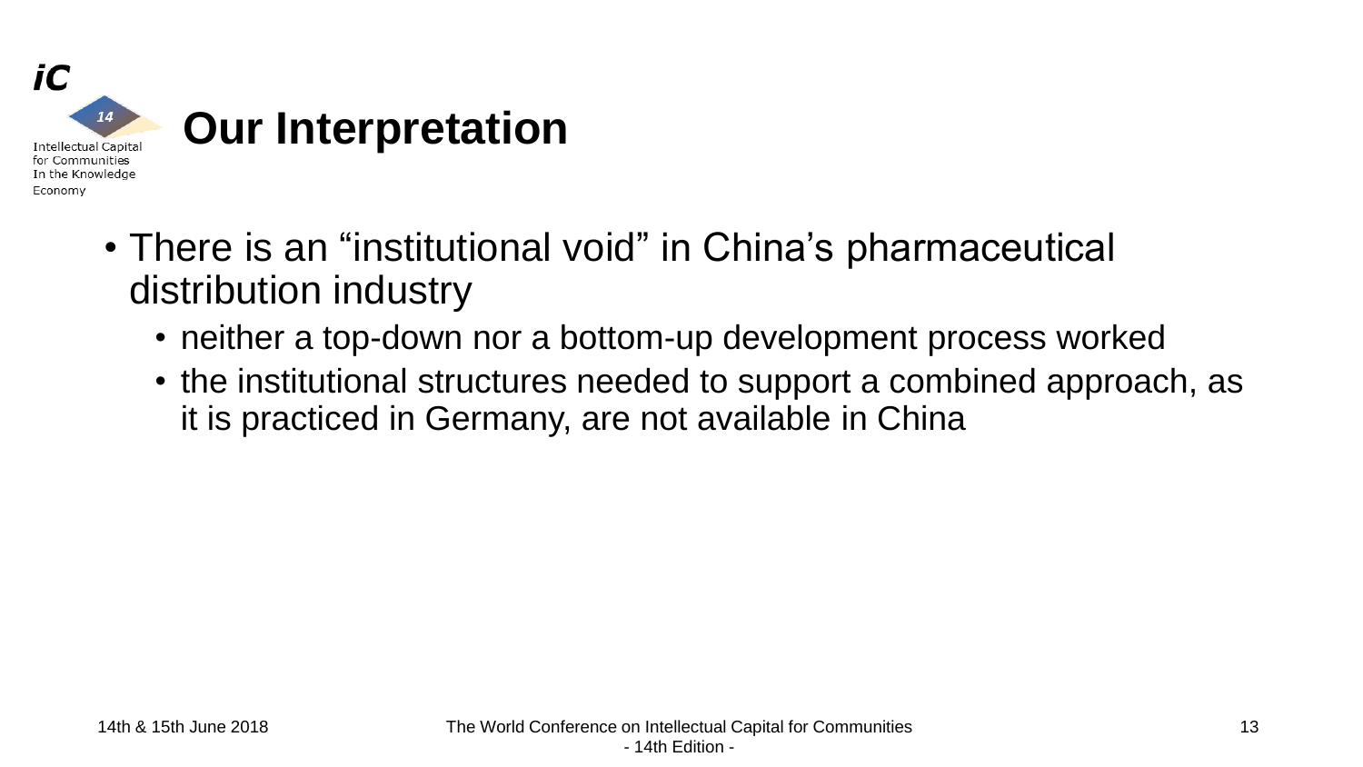# Our Interpretation

- There is an "institutional void" in China's pharmaceutical distribution industry
  - neither a top-down nor a bottom-up development process worked
  - the institutional structures needed to support a combined approach, as it is practiced in Germany, are not available in China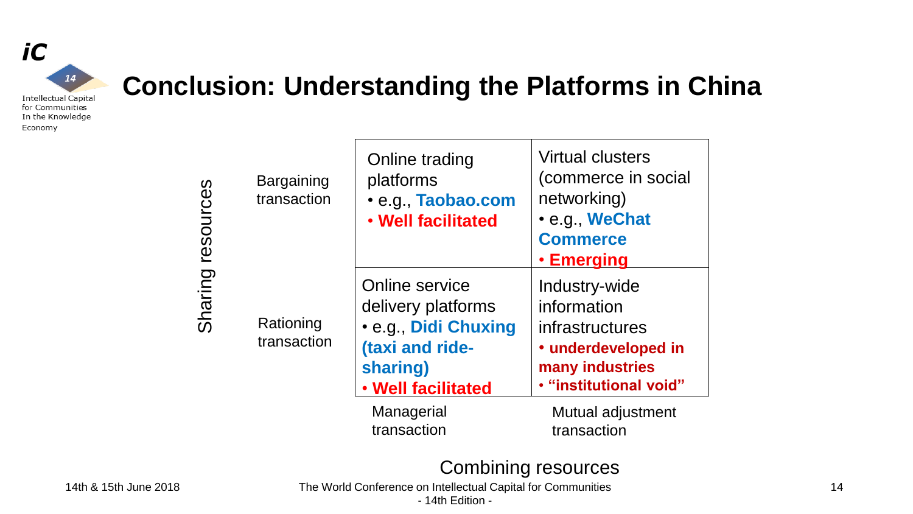# Conclusion: Understanding the Platforms in China

| Sharing resources | Managerial transaction | Mutual adjustment transaction |
|---|---|---|
| Bargaining transaction | Online trading platforms<br>• e.g., **Taobao.com**<br>• **Well facilitated** | Virtual clusters (commerce in social networking)<br>• e.g., **WeChat Commerce**<br>• **Emerging** |
| Rationing transaction | Online service delivery platforms<br>• e.g., **Didi Chuxing (taxi and ride-sharing)**<br>• **Well facilitated** | Industry-wide information infrastructures<br>• **underdeveloped in many industries**<br>• **"institutional void"** |

Combining resources